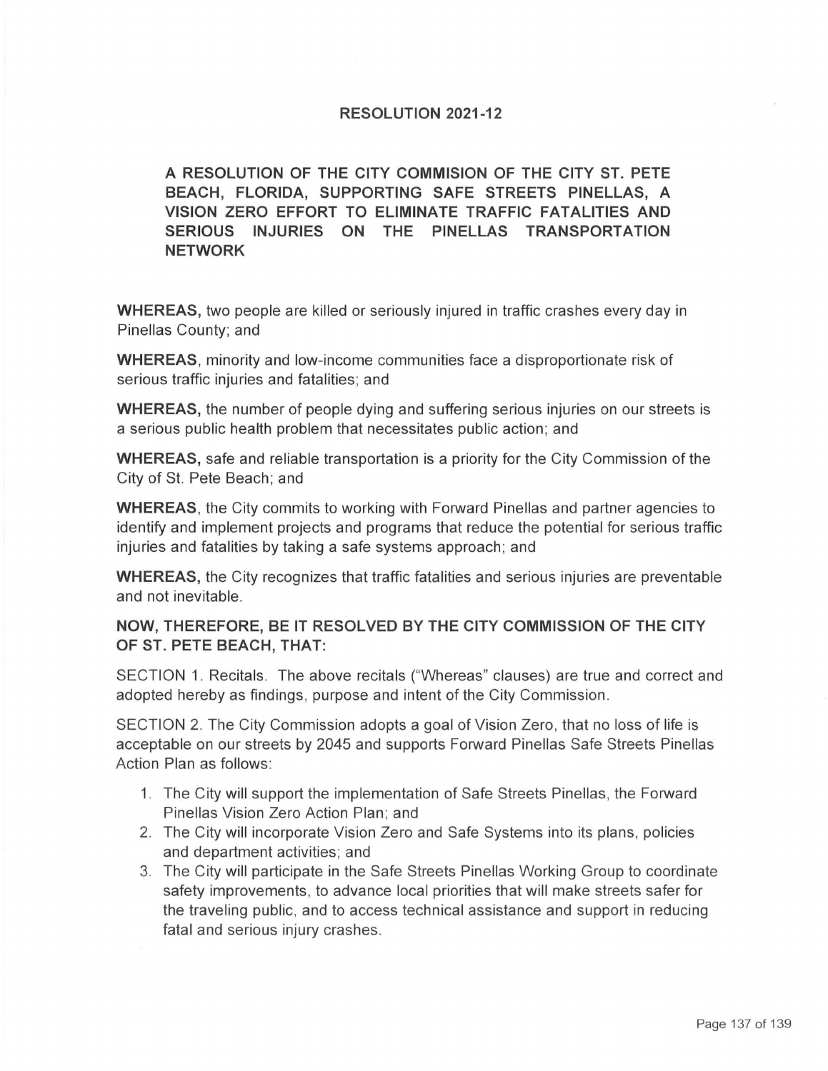# RESOLUTION 2021-12

**A RESOLUTION OF THE CITY COMMISION OF THE CITY ST. PETE BEACH, FLORIDA, SUPPORTING SAFE STREETS PINELLAS, A VISION ZERO EFFORT TO ELIMINATE TRAFFIC FATALITIES AND SERIOUS INJURIES ON THE PINELLAS TRANSPORTATION NETWORK**

**WHEREAS,** two people are killed or seriously injured in traffic crashes every day in Pinellas County; and

**WHEREAS**, minority and low-income communities face a disproportionate risk of serious traffic injuries and fatalities; and

**WHEREAS,** the number of people dying and suffering serious injuries on our streets is a serious public health problem that necessitates public action; and

**WHEREAS,** safe and reliable transportation is a priority for the City Commission of the City of St. Pete Beach; and

**WHEREAS**, the City commits to working with Forward Pinellas and partner agencies to identify and implement projects and programs that reduce the potential for serious traffic injuries and fatalities by taking a safe systems approach; and

**WHEREAS,** the City recognizes that traffic fatalities and serious injuries are preventable and not inevitable.

**NOW, THEREFORE, BE IT RESOLVED BY THE CITY COMMISSION OF THE CITY OF ST. PETE BEACH, THAT:**

SECTION 1. Recitals. The above recitals ("Whereas" clauses) are true and correct and adopted hereby as findings, purpose and intent of the City Commission.

SECTION 2. The City Commission adopts a goal of Vision Zero, that no loss of life is acceptable on our streets by 2045 and supports Forward Pinellas Safe Streets Pinellas Action Plan as follows:

1. The City will support the implementation of Safe Streets Pinellas, the Forward Pinellas Vision Zero Action Plan; and
2. The City will incorporate Vision Zero and Safe Systems into its plans, policies and department activities; and
3. The City will participate in the Safe Streets Pinellas Working Group to coordinate safety improvements, to advance local priorities that will make streets safer for the traveling public, and to access technical assistance and support in reducing fatal and serious injury crashes.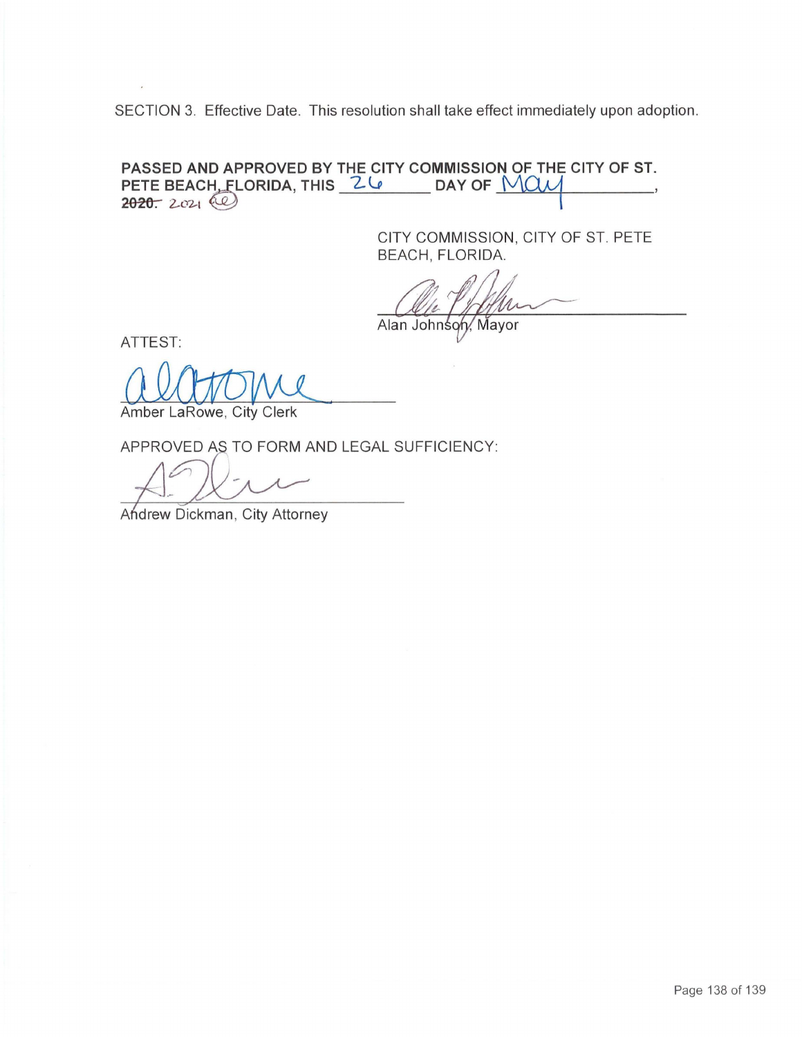SECTION 3. Effective Date. This resolution shall take effect immediately upon adoption.

**PASSED AND APPROVED BY THE CITY COMMISSION OF THE CITY OF ST. PETE BEACH, FLORIDA, THIS** 26 **DAY OF** May**,** ~~**2020.**~~ 2021

CITY COMMISSION, CITY OF ST. PETE BEACH, FLORIDA.

\_\_\_\_\_\_\_\_\_\_\_\_\_\_\_\_\_\_\_\_\_\_\_\_\_\_\_\_\_\_\_\_

Alan Johnson, Mayor

ATTEST:

\_\_\_\_\_\_\_\_\_\_\_\_\_\_\_\_\_\_\_\_\_\_\_\_\_\_\_\_\_\_\_\_

Amber LaRowe, City Clerk

APPROVED AS TO FORM AND LEGAL SUFFICIENCY:

\_\_\_\_\_\_\_\_\_\_\_\_\_\_\_\_\_\_\_\_\_\_\_\_\_\_\_\_\_\_\_\_

Andrew Dickman, City Attorney